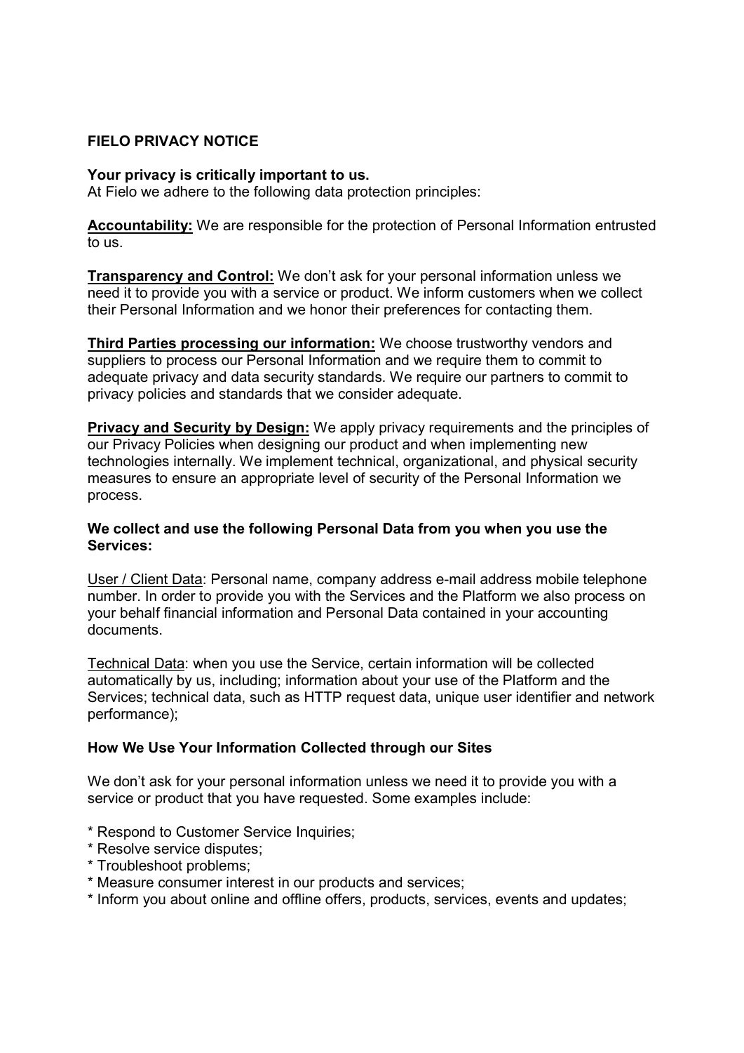# FIELO PRIVACY NOTICE

**Your privacy is critically important to us.**
At Fielo we adhere to the following data protection principles:

**<u>Accountability:</u>** We are responsible for the protection of Personal Information entrusted to us.

**<u>Transparency and Control:</u>** We don't ask for your personal information unless we need it to provide you with a service or product. We inform customers when we collect their Personal Information and we honor their preferences for contacting them.

**<u>Third Parties processing our information:</u>** We choose trustworthy vendors and suppliers to process our Personal Information and we require them to commit to adequate privacy and data security standards. We require our partners to commit to privacy policies and standards that we consider adequate.

**<u>Privacy and Security by Design:</u>** We apply privacy requirements and the principles of our Privacy Policies when designing our product and when implementing new technologies internally. We implement technical, organizational, and physical security measures to ensure an appropriate level of security of the Personal Information we process.

**We collect and use the following Personal Data from you when you use the Services:**

<u>User / Client Data</u>: Personal name, company address e-mail address mobile telephone number. In order to provide you with the Services and the Platform we also process on your behalf financial information and Personal Data contained in your accounting documents.

<u>Technical Data</u>: when you use the Service, certain information will be collected automatically by us, including; information about your use of the Platform and the Services; technical data, such as HTTP request data, unique user identifier and network performance);

**How We Use Your Information Collected through our Sites**

We don't ask for your personal information unless we need it to provide you with a service or product that you have requested. Some examples include:

* Respond to Customer Service Inquiries;
* Resolve service disputes;
* Troubleshoot problems;
* Measure consumer interest in our products and services;
* Inform you about online and offline offers, products, services, events and updates;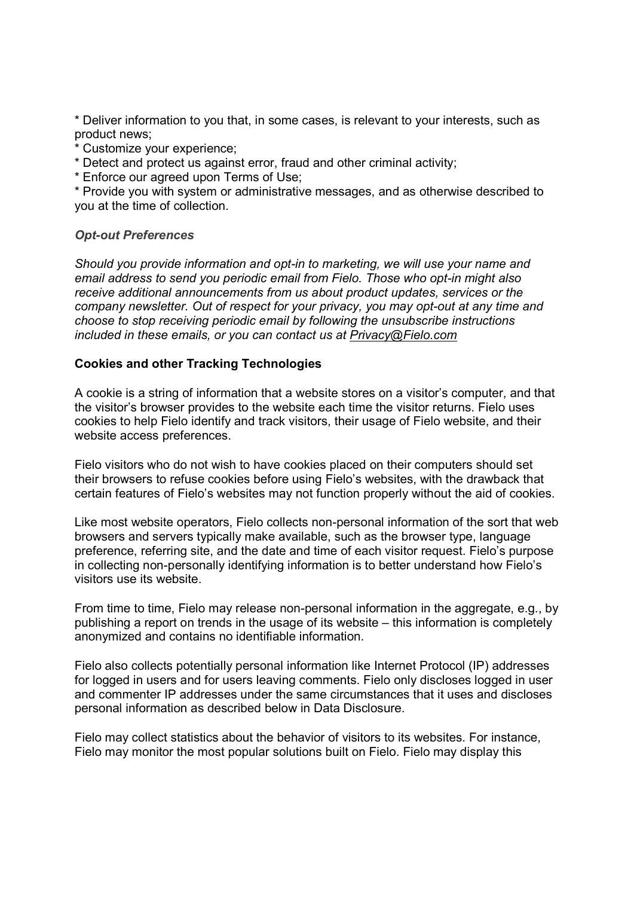* Deliver information to you that, in some cases, is relevant to your interests, such as product news;
* Customize your experience;
* Detect and protect us against error, fraud and other criminal activity;
* Enforce our agreed upon Terms of Use;
* Provide you with system or administrative messages, and as otherwise described to you at the time of collection.

### *Opt-out Preferences*

*Should you provide information and opt-in to marketing, we will use your name and email address to send you periodic email from Fielo. Those who opt-in might also receive additional announcements from us about product updates, services or the company newsletter. Out of respect for your privacy, you may opt-out at any time and choose to stop receiving periodic email by following the unsubscribe instructions included in these emails, or you can contact us at [Privacy@Fielo.com](mailto:Privacy@Fielo.com)*

## **Cookies and other Tracking Technologies**

A cookie is a string of information that a website stores on a visitor's computer, and that the visitor's browser provides to the website each time the visitor returns. Fielo uses cookies to help Fielo identify and track visitors, their usage of Fielo website, and their website access preferences.

Fielo visitors who do not wish to have cookies placed on their computers should set their browsers to refuse cookies before using Fielo's websites, with the drawback that certain features of Fielo's websites may not function properly without the aid of cookies.

Like most website operators, Fielo collects non-personal information of the sort that web browsers and servers typically make available, such as the browser type, language preference, referring site, and the date and time of each visitor request. Fielo's purpose in collecting non-personally identifying information is to better understand how Fielo's visitors use its website.

From time to time, Fielo may release non-personal information in the aggregate, e.g., by publishing a report on trends in the usage of its website – this information is completely anonymized and contains no identifiable information.

Fielo also collects potentially personal information like Internet Protocol (IP) addresses for logged in users and for users leaving comments. Fielo only discloses logged in user and commenter IP addresses under the same circumstances that it uses and discloses personal information as described below in Data Disclosure.

Fielo may collect statistics about the behavior of visitors to its websites. For instance, Fielo may monitor the most popular solutions built on Fielo. Fielo may display this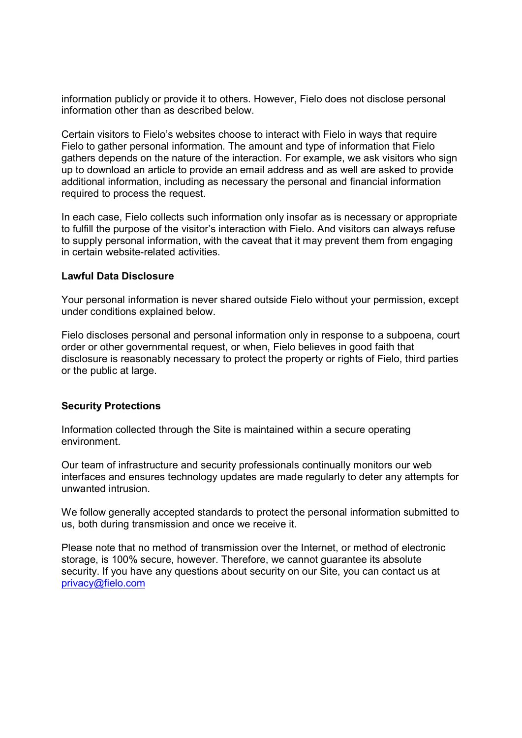information publicly or provide it to others. However, Fielo does not disclose personal information other than as described below.

Certain visitors to Fielo's websites choose to interact with Fielo in ways that require Fielo to gather personal information. The amount and type of information that Fielo gathers depends on the nature of the interaction. For example, we ask visitors who sign up to download an article to provide an email address and as well are asked to provide additional information, including as necessary the personal and financial information required to process the request.

In each case, Fielo collects such information only insofar as is necessary or appropriate to fulfill the purpose of the visitor's interaction with Fielo. And visitors can always refuse to supply personal information, with the caveat that it may prevent them from engaging in certain website-related activities.

**Lawful Data Disclosure**

Your personal information is never shared outside Fielo without your permission, except under conditions explained below.

Fielo discloses personal and personal information only in response to a subpoena, court order or other governmental request, or when, Fielo believes in good faith that disclosure is reasonably necessary to protect the property or rights of Fielo, third parties or the public at large.

**Security Protections**

Information collected through the Site is maintained within a secure operating environment.

Our team of infrastructure and security professionals continually monitors our web interfaces and ensures technology updates are made regularly to deter any attempts for unwanted intrusion.

We follow generally accepted standards to protect the personal information submitted to us, both during transmission and once we receive it.

Please note that no method of transmission over the Internet, or method of electronic storage, is 100% secure, however. Therefore, we cannot guarantee its absolute security. If you have any questions about security on our Site, you can contact us at [privacy@fielo.com](mailto:privacy@fielo.com)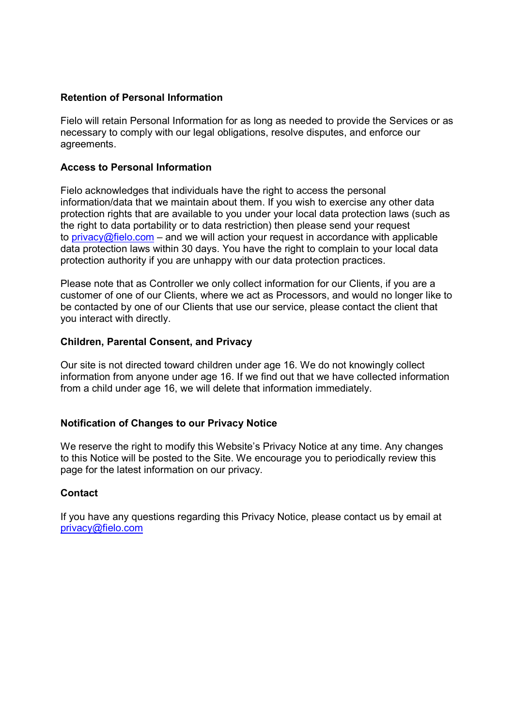### Retention of Personal Information

Fielo will retain Personal Information for as long as needed to provide the Services or as necessary to comply with our legal obligations, resolve disputes, and enforce our agreements.

### Access to Personal Information

Fielo acknowledges that individuals have the right to access the personal information/data that we maintain about them. If you wish to exercise any other data protection rights that are available to you under your local data protection laws (such as the right to data portability or to data restriction) then please send your request to [privacy@fielo.com](mailto:privacy@fielo.com) – and we will action your request in accordance with applicable data protection laws within 30 days. You have the right to complain to your local data protection authority if you are unhappy with our data protection practices.

Please note that as Controller we only collect information for our Clients, if you are a customer of one of our Clients, where we act as Processors, and would no longer like to be contacted by one of our Clients that use our service, please contact the client that you interact with directly.

### Children, Parental Consent, and Privacy

Our site is not directed toward children under age 16. We do not knowingly collect information from anyone under age 16. If we find out that we have collected information from a child under age 16, we will delete that information immediately.

### Notification of Changes to our Privacy Notice

We reserve the right to modify this Website's Privacy Notice at any time. Any changes to this Notice will be posted to the Site. We encourage you to periodically review this page for the latest information on our privacy.

### Contact

If you have any questions regarding this Privacy Notice, please contact us by email at [privacy@fielo.com](mailto:privacy@fielo.com)